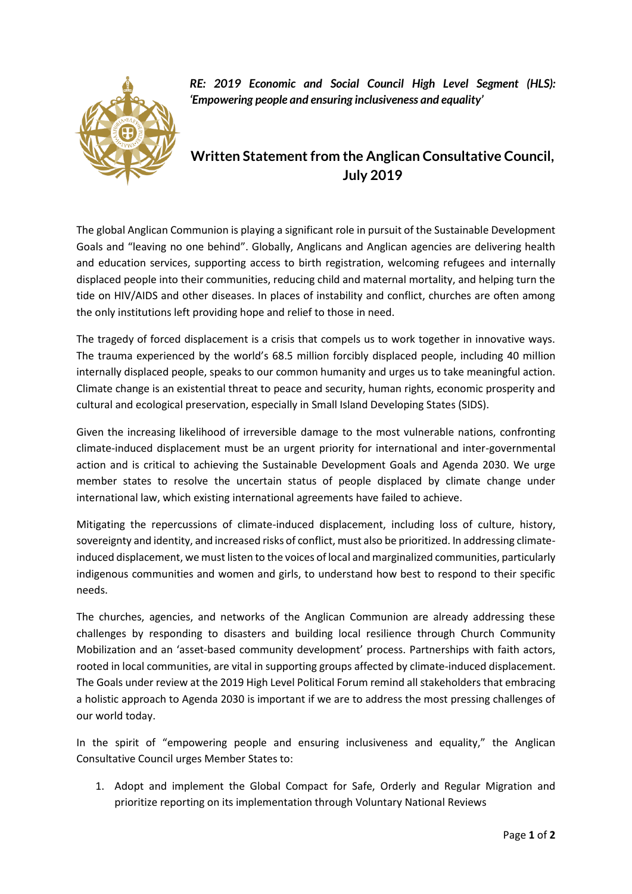***RE: 2019 Economic and Social Council High Level Segment (HLS): 'Empowering people and ensuring inclusiveness and equality'***

# Written Statement from the Anglican Consultative Council, July 2019

The global Anglican Communion is playing a significant role in pursuit of the Sustainable Development Goals and "leaving no one behind". Globally, Anglicans and Anglican agencies are delivering health and education services, supporting access to birth registration, welcoming refugees and internally displaced people into their communities, reducing child and maternal mortality, and helping turn the tide on HIV/AIDS and other diseases. In places of instability and conflict, churches are often among the only institutions left providing hope and relief to those in need.

The tragedy of forced displacement is a crisis that compels us to work together in innovative ways. The trauma experienced by the world's 68.5 million forcibly displaced people, including 40 million internally displaced people, speaks to our common humanity and urges us to take meaningful action. Climate change is an existential threat to peace and security, human rights, economic prosperity and cultural and ecological preservation, especially in Small Island Developing States (SIDS).

Given the increasing likelihood of irreversible damage to the most vulnerable nations, confronting climate-induced displacement must be an urgent priority for international and inter-governmental action and is critical to achieving the Sustainable Development Goals and Agenda 2030. We urge member states to resolve the uncertain status of people displaced by climate change under international law, which existing international agreements have failed to achieve.

Mitigating the repercussions of climate-induced displacement, including loss of culture, history, sovereignty and identity, and increased risks of conflict, must also be prioritized. In addressing climate-induced displacement, we must listen to the voices of local and marginalized communities, particularly indigenous communities and women and girls, to understand how best to respond to their specific needs.

The churches, agencies, and networks of the Anglican Communion are already addressing these challenges by responding to disasters and building local resilience through Church Community Mobilization and an 'asset-based community development' process. Partnerships with faith actors, rooted in local communities, are vital in supporting groups affected by climate-induced displacement. The Goals under review at the 2019 High Level Political Forum remind all stakeholders that embracing a holistic approach to Agenda 2030 is important if we are to address the most pressing challenges of our world today.

In the spirit of "empowering people and ensuring inclusiveness and equality," the Anglican Consultative Council urges Member States to:

1. Adopt and implement the Global Compact for Safe, Orderly and Regular Migration and prioritize reporting on its implementation through Voluntary National Reviews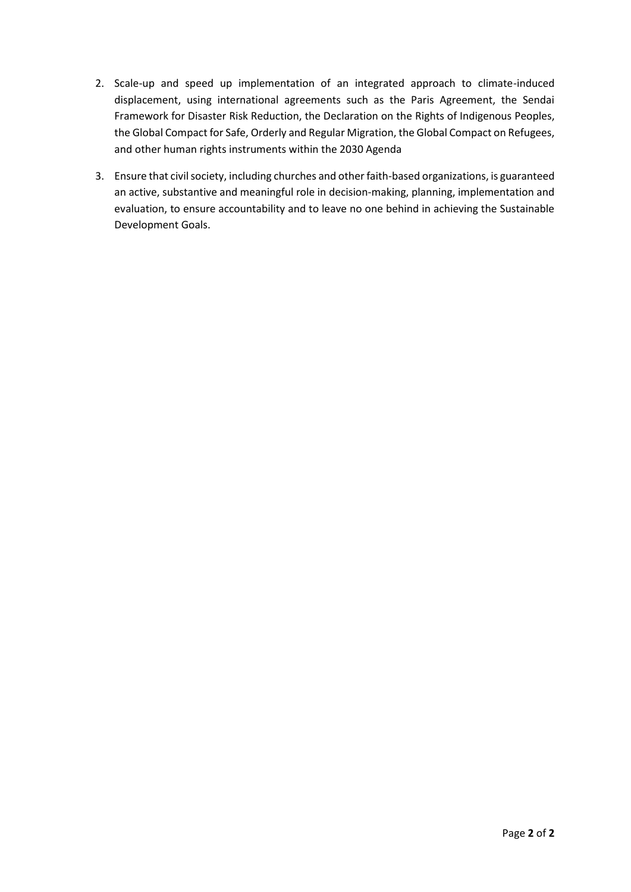2. Scale-up and speed up implementation of an integrated approach to climate-induced displacement, using international agreements such as the Paris Agreement, the Sendai Framework for Disaster Risk Reduction, the Declaration on the Rights of Indigenous Peoples, the Global Compact for Safe, Orderly and Regular Migration, the Global Compact on Refugees, and other human rights instruments within the 2030 Agenda

3. Ensure that civil society, including churches and other faith-based organizations, is guaranteed an active, substantive and meaningful role in decision-making, planning, implementation and evaluation, to ensure accountability and to leave no one behind in achieving the Sustainable Development Goals.